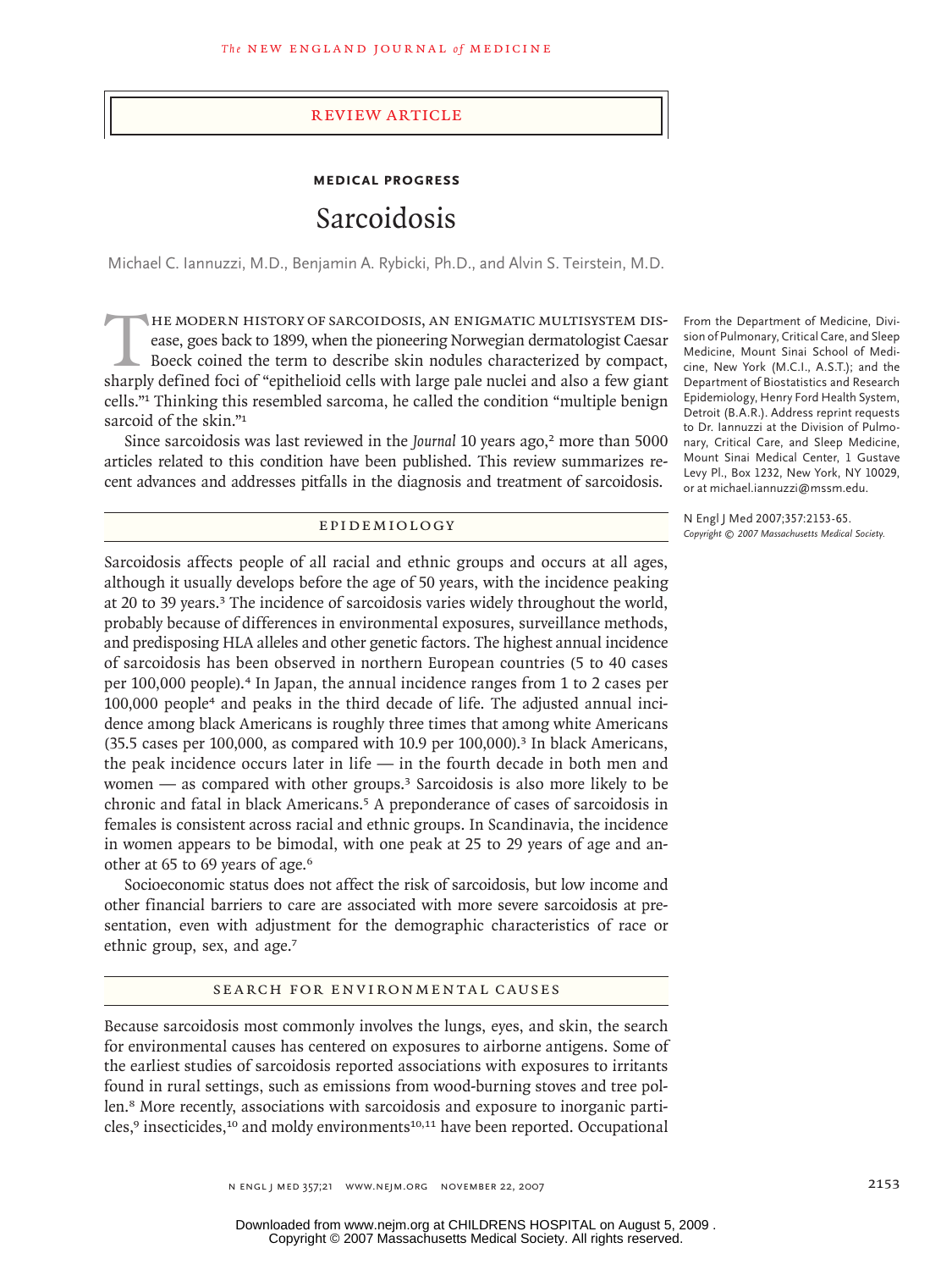REVIEW ARTICLE

**MEDICAL PROGRESS**

# Sarcoidosis

Michael C. Iannuzzi, M.D., Benjamin A. Rybicki, Ph.D., and Alvin S. Teirstein, M.D.

From the Department of Medicine, Division of Pulmonary, Critical Care, and Sleep Medicine, Mount Sinai School of Medicine, New York (M.C.I., A.S.T.); and the Department of Biostatistics and Research Epidemiology, Henry Ford Health System, Detroit (B.A.R.). Address reprint requests to Dr. Iannuzzi at the Division of Pulmonary, Critical Care, and Sleep Medicine, Mount Sinai Medical Center, 1 Gustave Levy Pl., Box 1232, New York, NY 10029, or at michael.iannuzzi@mssm.edu.

N Engl J Med 2007;357:2153-65.
*Copyright © 2007 Massachusetts Medical Society.*

The modern history of sarcoidosis, an enigmatic multisystem disease, goes back to 1899, when the pioneering Norwegian dermatologist Caesar Boeck coined the term to describe skin nodules characterized by compact, sharply defined foci of "epithelioid cells with large pale nuclei and also a few giant cells."[1] Thinking this resembled sarcoma, he called the condition "multiple benign sarcoid of the skin."[1]

Since sarcoidosis was last reviewed in the *Journal* 10 years ago,[2] more than 5000 articles related to this condition have been published. This review summarizes recent advances and addresses pitfalls in the diagnosis and treatment of sarcoidosis.

## EPIDEMIOLOGY

Sarcoidosis affects people of all racial and ethnic groups and occurs at all ages, although it usually develops before the age of 50 years, with the incidence peaking at 20 to 39 years.[3] The incidence of sarcoidosis varies widely throughout the world, probably because of differences in environmental exposures, surveillance methods, and predisposing HLA alleles and other genetic factors. The highest annual incidence of sarcoidosis has been observed in northern European countries (5 to 40 cases per 100,000 people).[4] In Japan, the annual incidence ranges from 1 to 2 cases per 100,000 people[4] and peaks in the third decade of life. The adjusted annual incidence among black Americans is roughly three times that among white Americans (35.5 cases per 100,000, as compared with 10.9 per 100,000).[3] In black Americans, the peak incidence occurs later in life — in the fourth decade in both men and women — as compared with other groups.[3] Sarcoidosis is also more likely to be chronic and fatal in black Americans.[5] A preponderance of cases of sarcoidosis in females is consistent across racial and ethnic groups. In Scandinavia, the incidence in women appears to be bimodal, with one peak at 25 to 29 years of age and another at 65 to 69 years of age.[6]

Socioeconomic status does not affect the risk of sarcoidosis, but low income and other financial barriers to care are associated with more severe sarcoidosis at presentation, even with adjustment for the demographic characteristics of race or ethnic group, sex, and age.[7]

## SEARCH FOR ENVIRONMENTAL CAUSES

Because sarcoidosis most commonly involves the lungs, eyes, and skin, the search for environmental causes has centered on exposures to airborne antigens. Some of the earliest studies of sarcoidosis reported associations with exposures to irritants found in rural settings, such as emissions from wood-burning stoves and tree pollen.[8] More recently, associations with sarcoidosis and exposure to inorganic particles,[9] insecticides,[10] and moldy environments[10,11] have been reported. Occupational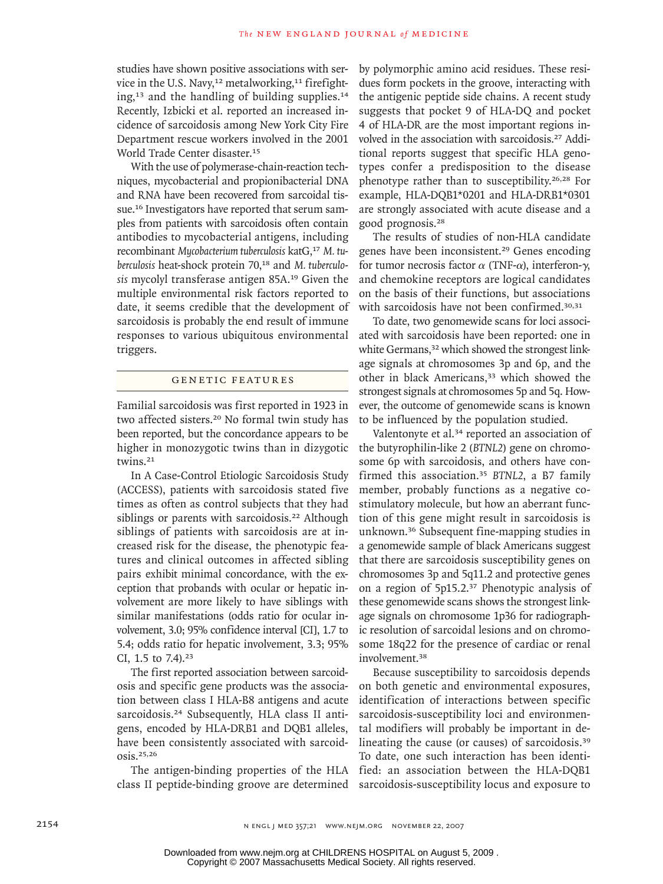studies have shown positive associations with service in the U.S. Navy,[12] metalworking,[11] firefighting,[13] and the handling of building supplies.[14] Recently, Izbicki et al. reported an increased incidence of sarcoidosis among New York City Fire Department rescue workers involved in the 2001 World Trade Center disaster.[15]

With the use of polymerase-chain-reaction techniques, mycobacterial and propionibacterial DNA and RNA have been recovered from sarcoidal tissue.[16] Investigators have reported that serum samples from patients with sarcoidosis often contain antibodies to mycobacterial antigens, including recombinant *Mycobacterium tuberculosis* katG,[17] *M. tuberculosis* heat-shock protein 70,[18] and *M. tuberculosis* mycolyl transferase antigen 85A.[19] Given the multiple environmental risk factors reported to date, it seems credible that the development of sarcoidosis is probably the end result of immune responses to various ubiquitous environmental triggers.

## GENETIC FEATURES

Familial sarcoidosis was first reported in 1923 in two affected sisters.[20] No formal twin study has been reported, but the concordance appears to be higher in monozygotic twins than in dizygotic twins.[21]

In A Case-Control Etiologic Sarcoidosis Study (ACCESS), patients with sarcoidosis stated five times as often as control subjects that they had siblings or parents with sarcoidosis.[22] Although siblings of patients with sarcoidosis are at increased risk for the disease, the phenotypic features and clinical outcomes in affected sibling pairs exhibit minimal concordance, with the exception that probands with ocular or hepatic involvement are more likely to have siblings with similar manifestations (odds ratio for ocular involvement, 3.0; 95% confidence interval [CI], 1.7 to 5.4; odds ratio for hepatic involvement, 3.3; 95% CI, 1.5 to 7.4).[23]

The first reported association between sarcoidosis and specific gene products was the association between class I HLA-B8 antigens and acute sarcoidosis.[24] Subsequently, HLA class II antigens, encoded by HLA-DRB1 and DQB1 alleles, have been consistently associated with sarcoidosis.[25,26]

The antigen-binding properties of the HLA class II peptide-binding groove are determined by polymorphic amino acid residues. These residues form pockets in the groove, interacting with the antigenic peptide side chains. A recent study suggests that pocket 9 of HLA-DQ and pocket 4 of HLA-DR are the most important regions involved in the association with sarcoidosis.[27] Additional reports suggest that specific HLA genotypes confer a predisposition to the disease phenotype rather than to susceptibility.[26,28] For example, HLA-DQB1*0201 and HLA-DRB1*0301 are strongly associated with acute disease and a good prognosis.[28]

The results of studies of non-HLA candidate genes have been inconsistent.[29] Genes encoding for tumor necrosis factor $\alpha$ (TNF-$\alpha$), interferon-$\gamma$, and chemokine receptors are logical candidates on the basis of their functions, but associations with sarcoidosis have not been confirmed.[30,31]

To date, two genomewide scans for loci associated with sarcoidosis have been reported: one in white Germans,[32] which showed the strongest linkage signals at chromosomes 3p and 6p, and the other in black Americans,[33] which showed the strongest signals at chromosomes 5p and 5q. However, the outcome of genomewide scans is known to be influenced by the population studied.

Valentonyte et al.[34] reported an association of the butyrophilin-like 2 (*BTNL2*) gene on chromosome 6p with sarcoidosis, and others have confirmed this association.[35] *BTNL2*, a B7 family member, probably functions as a negative costimulatory molecule, but how an aberrant function of this gene might result in sarcoidosis is unknown.[36] Subsequent fine-mapping studies in a genomewide sample of black Americans suggest that there are sarcoidosis susceptibility genes on chromosomes 3p and 5q11.2 and protective genes on a region of 5p15.2.[37] Phenotypic analysis of these genomewide scans shows the strongest linkage signals on chromosome 1p36 for radiographic resolution of sarcoidal lesions and on chromosome 18q22 for the presence of cardiac or renal involvement.[38]

Because susceptibility to sarcoidosis depends on both genetic and environmental exposures, identification of interactions between specific sarcoidosis-susceptibility loci and environmental modifiers will probably be important in delineating the cause (or causes) of sarcoidosis.[39] To date, one such interaction has been identified: an association between the HLA-DQB1 sarcoidosis-susceptibility locus and exposure to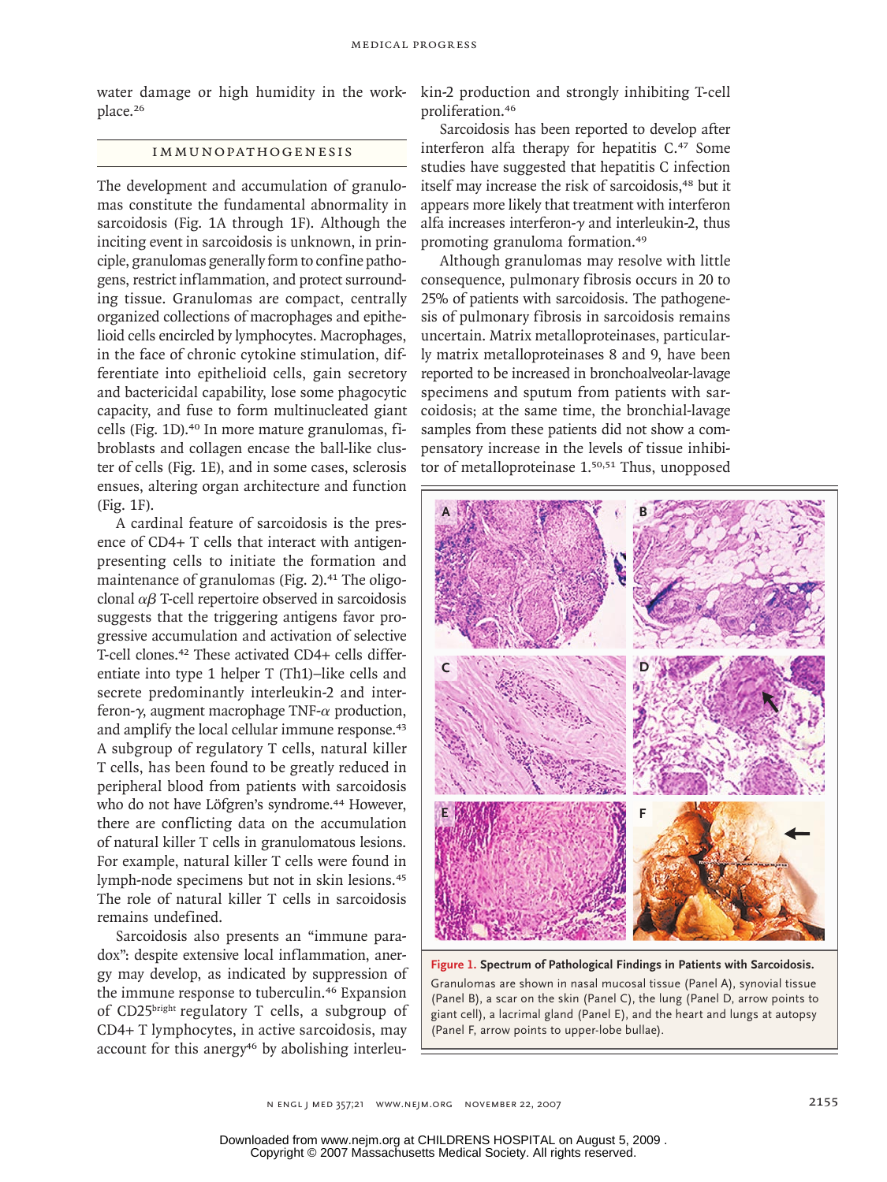water damage or high humidity in the workplace.[26]

## IMMUNOPATHOGENESIS

The development and accumulation of granulomas constitute the fundamental abnormality in sarcoidosis (Fig. 1A through 1F). Although the inciting event in sarcoidosis is unknown, in principle, granulomas generally form to confine pathogens, restrict inflammation, and protect surrounding tissue. Granulomas are compact, centrally organized collections of macrophages and epithelioid cells encircled by lymphocytes. Macrophages, in the face of chronic cytokine stimulation, differentiate into epithelioid cells, gain secretory and bactericidal capability, lose some phagocytic capacity, and fuse to form multinucleated giant cells (Fig. 1D).[40] In more mature granulomas, fibroblasts and collagen encase the ball-like cluster of cells (Fig. 1E), and in some cases, sclerosis ensues, altering organ architecture and function (Fig. 1F).

A cardinal feature of sarcoidosis is the presence of CD4+ T cells that interact with antigen-presenting cells to initiate the formation and maintenance of granulomas (Fig. 2).[41] The oligoclonal $\alpha\beta$ T-cell repertoire observed in sarcoidosis suggests that the triggering antigens favor progressive accumulation and activation of selective T-cell clones.[42] These activated CD4+ cells differentiate into type 1 helper T (Th1)–like cells and secrete predominantly interleukin-2 and interferon-$\gamma$, augment macrophage TNF-$\alpha$ production, and amplify the local cellular immune response.[43] A subgroup of regulatory T cells, natural killer T cells, has been found to be greatly reduced in peripheral blood from patients with sarcoidosis who do not have Löfgren's syndrome.[44] However, there are conflicting data on the accumulation of natural killer T cells in granulomatous lesions. For example, natural killer T cells were found in lymph-node specimens but not in skin lesions.[45] The role of natural killer T cells in sarcoidosis remains undefined.

Sarcoidosis also presents an "immune paradox": despite extensive local inflammation, anergy may develop, as indicated by suppression of the immune response to tuberculin.[46] Expansion of CD25$^{bright}$ regulatory T cells, a subgroup of CD4+ T lymphocytes, in active sarcoidosis, may account for this anergy[46] by abolishing interleukin-2 production and strongly inhibiting T-cell proliferation.[46]

Sarcoidosis has been reported to develop after interferon alfa therapy for hepatitis C.[47] Some studies have suggested that hepatitis C infection itself may increase the risk of sarcoidosis,[48] but it appears more likely that treatment with interferon alfa increases interferon-$\gamma$ and interleukin-2, thus promoting granuloma formation.[49]

Although granulomas may resolve with little consequence, pulmonary fibrosis occurs in 20 to 25% of patients with sarcoidosis. The pathogenesis of pulmonary fibrosis in sarcoidosis remains uncertain. Matrix metalloproteinases, particularly matrix metalloproteinases 8 and 9, have been reported to be increased in bronchoalveolar-lavage specimens and sputum from patients with sarcoidosis; at the same time, the bronchial-lavage samples from these patients did not show a compensatory increase in the levels of tissue inhibitor of metalloproteinase 1.[50,51] Thus, unopposed

**Figure 1. Spectrum of Pathological Findings in Patients with Sarcoidosis.**

Granulomas are shown in nasal mucosal tissue (Panel A), synovial tissue (Panel B), a scar on the skin (Panel C), the lung (Panel D, arrow points to giant cell), a lacrimal gland (Panel E), and the heart and lungs at autopsy (Panel F, arrow points to upper-lobe bullae).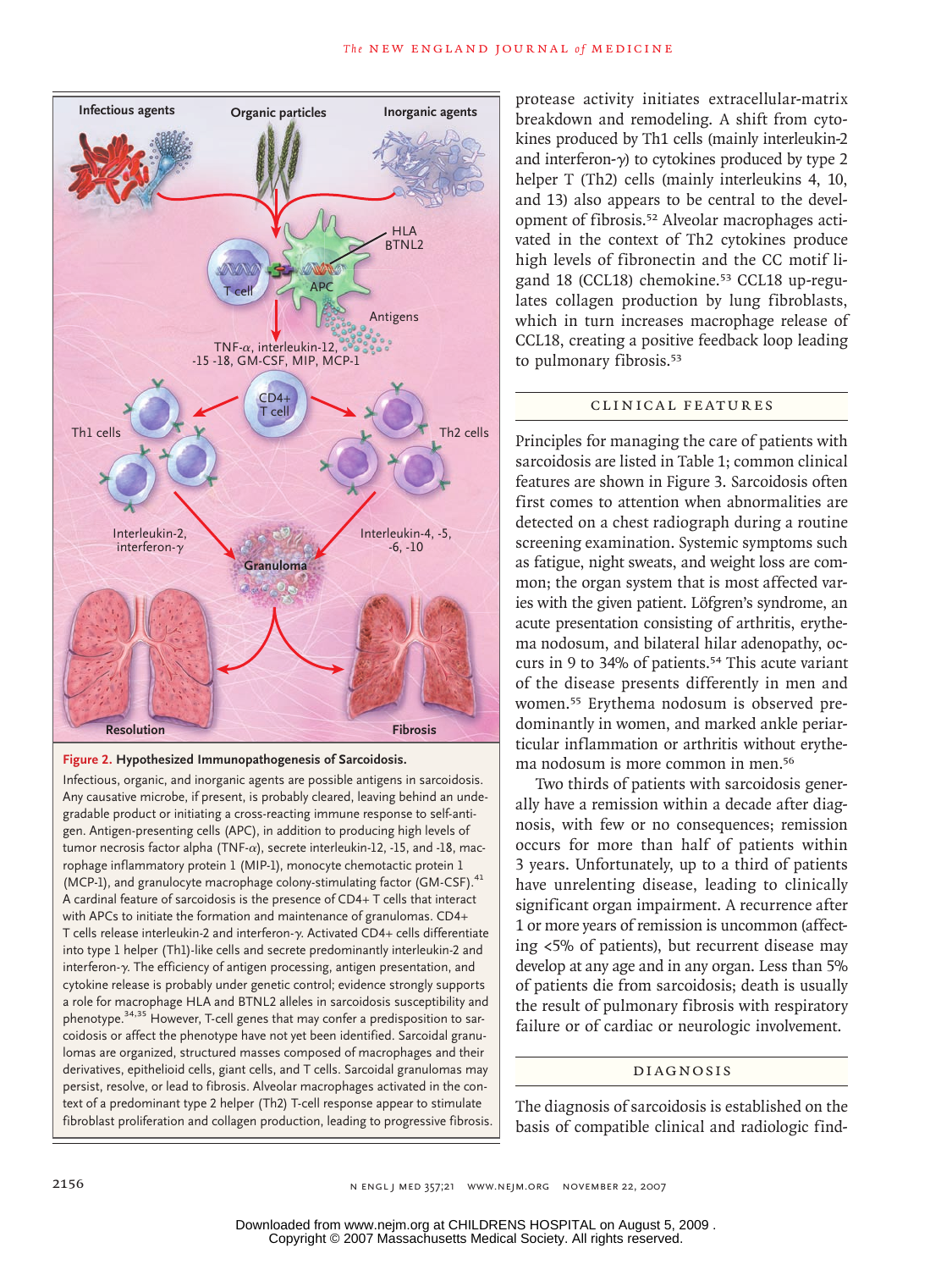**Figure 2. Hypothesized Immunopathogenesis of Sarcoidosis.**

Infectious, organic, and inorganic agents are possible antigens in sarcoidosis. Any causative microbe, if present, is probably cleared, leaving behind an undegradable product or initiating a cross-reacting immune response to self-antigen. Antigen-presenting cells (APC), in addition to producing high levels of tumor necrosis factor alpha (TNF-α), secrete interleukin-12, -15, and -18, macrophage inflammatory protein 1 (MIP-1), monocyte chemotactic protein 1 (MCP-1), and granulocyte macrophage colony-stimulating factor (GM-CSF).[41] A cardinal feature of sarcoidosis is the presence of CD4+ T cells that interact with APCs to initiate the formation and maintenance of granulomas. CD4+ T cells release interleukin-2 and interferon-γ. Activated CD4+ cells differentiate into type 1 helper (Th1)-like cells and secrete predominantly interleukin-2 and interferon-γ. The efficiency of antigen processing, antigen presentation, and cytokine release is probably under genetic control; evidence strongly supports a role for macrophage HLA and BTNL2 alleles in sarcoidosis susceptibility and phenotype.[34,35] However, T-cell genes that may confer a predisposition to sarcoidosis or affect the phenotype have not yet been identified. Sarcoidal granulomas are organized, structured masses composed of macrophages and their derivatives, epithelioid cells, giant cells, and T cells. Sarcoidal granulomas may persist, resolve, or lead to fibrosis. Alveolar macrophages activated in the context of a predominant type 2 helper (Th2) T-cell response appear to stimulate fibroblast proliferation and collagen production, leading to progressive fibrosis.

protease activity initiates extracellular-matrix breakdown and remodeling. A shift from cytokines produced by Th1 cells (mainly interleukin-2 and interferon-γ) to cytokines produced by type 2 helper T (Th2) cells (mainly interleukins 4, 10, and 13) also appears to be central to the development of fibrosis.[52] Alveolar macrophages activated in the context of Th2 cytokines produce high levels of fibronectin and the CC motif ligand 18 (CCL18) chemokine.[53] CCL18 up-regulates collagen production by lung fibroblasts, which in turn increases macrophage release of CCL18, creating a positive feedback loop leading to pulmonary fibrosis.[53]

## CLINICAL FEATURES

Principles for managing the care of patients with sarcoidosis are listed in Table 1; common clinical features are shown in Figure 3. Sarcoidosis often first comes to attention when abnormalities are detected on a chest radiograph during a routine screening examination. Systemic symptoms such as fatigue, night sweats, and weight loss are common; the organ system that is most affected varies with the given patient. Löfgren's syndrome, an acute presentation consisting of arthritis, erythema nodosum, and bilateral hilar adenopathy, occurs in 9 to 34% of patients.[54] This acute variant of the disease presents differently in men and women.[55] Erythema nodosum is observed predominantly in women, and marked ankle periarticular inflammation or arthritis without erythema nodosum is more common in men.[56]

Two thirds of patients with sarcoidosis generally have a remission within a decade after diagnosis, with few or no consequences; remission occurs for more than half of patients within 3 years. Unfortunately, up to a third of patients have unrelenting disease, leading to clinically significant organ impairment. A recurrence after 1 or more years of remission is uncommon (affecting <5% of patients), but recurrent disease may develop at any age and in any organ. Less than 5% of patients die from sarcoidosis; death is usually the result of pulmonary fibrosis with respiratory failure or of cardiac or neurologic involvement.

## DIAGNOSIS

The diagnosis of sarcoidosis is established on the basis of compatible clinical and radiologic find-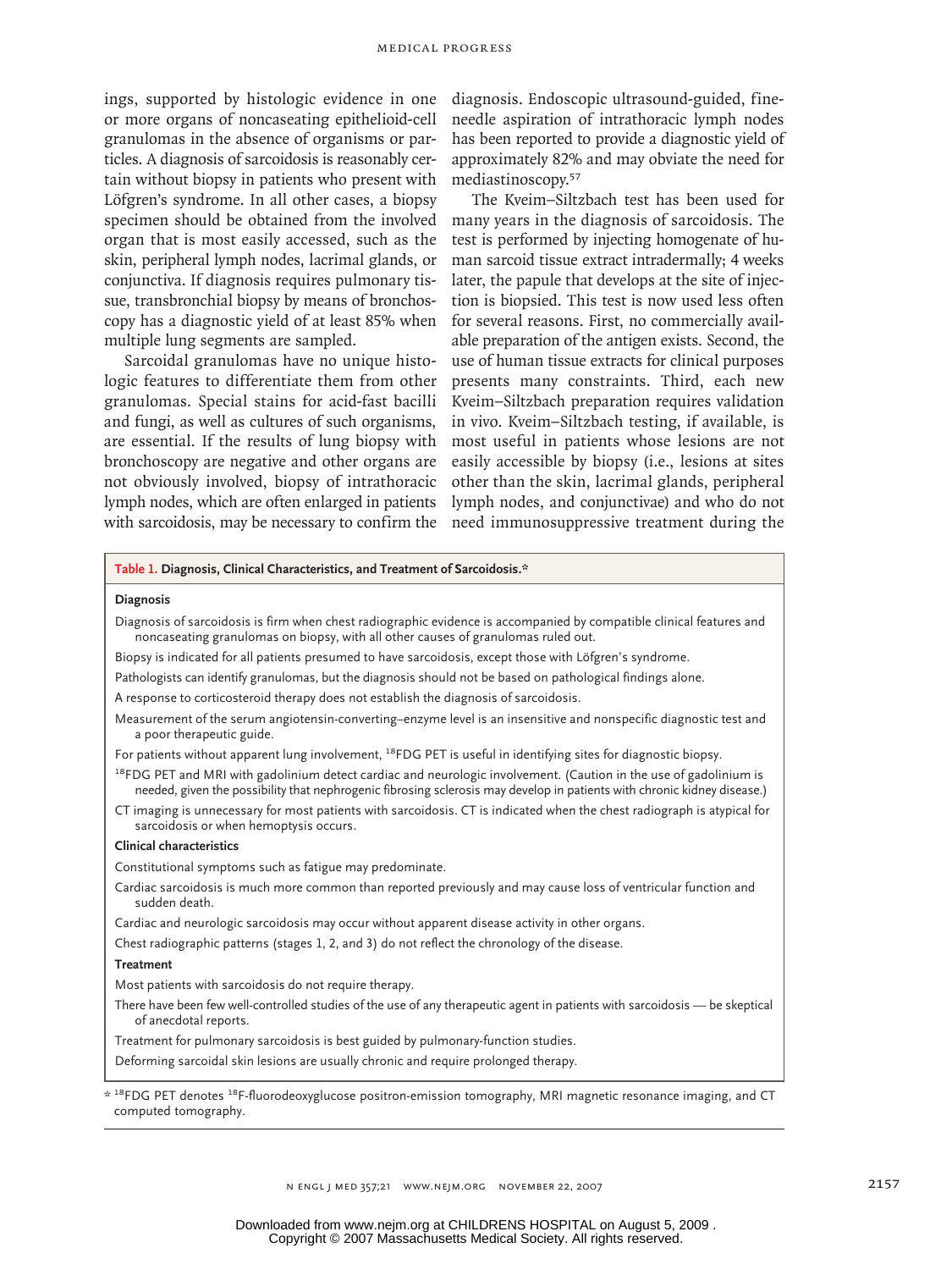ings, supported by histologic evidence in one or more organs of noncaseating epithelioid-cell granulomas in the absence of organisms or particles. A diagnosis of sarcoidosis is reasonably certain without biopsy in patients who present with Löfgren's syndrome. In all other cases, a biopsy specimen should be obtained from the involved organ that is most easily accessed, such as the skin, peripheral lymph nodes, lacrimal glands, or conjunctiva. If diagnosis requires pulmonary tissue, transbronchial biopsy by means of bronchoscopy has a diagnostic yield of at least 85% when multiple lung segments are sampled.

Sarcoidal granulomas have no unique histologic features to differentiate them from other granulomas. Special stains for acid-fast bacilli and fungi, as well as cultures of such organisms, are essential. If the results of lung biopsy with bronchoscopy are negative and other organs are not obviously involved, biopsy of intrathoracic lymph nodes, which are often enlarged in patients with sarcoidosis, may be necessary to confirm the diagnosis. Endoscopic ultrasound-guided, fine-needle aspiration of intrathoracic lymph nodes has been reported to provide a diagnostic yield of approximately 82% and may obviate the need for mediastinoscopy.[57]

The Kveim–Siltzbach test has been used for many years in the diagnosis of sarcoidosis. The test is performed by injecting homogenate of human sarcoid tissue extract intradermally; 4 weeks later, the papule that develops at the site of injection is biopsied. This test is now used less often for several reasons. First, no commercially available preparation of the antigen exists. Second, the use of human tissue extracts for clinical purposes presents many constraints. Third, each new Kveim–Siltzbach preparation requires validation in vivo. Kveim–Siltzbach testing, if available, is most useful in patients whose lesions are not easily accessible by biopsy (i.e., lesions at sites other than the skin, lacrimal glands, peripheral lymph nodes, and conjunctivae) and who do not need immunosuppressive treatment during the

**Table 1. Diagnosis, Clinical Characteristics, and Treatment of Sarcoidosis.***

| |
|---|
| **Diagnosis** |
| Diagnosis of sarcoidosis is firm when chest radiographic evidence is accompanied by compatible clinical features and noncaseating granulomas on biopsy, with all other causes of granulomas ruled out. |
| Biopsy is indicated for all patients presumed to have sarcoidosis, except those with Löfgren's syndrome. |
| Pathologists can identify granulomas, but the diagnosis should not be based on pathological findings alone. |
| A response to corticosteroid therapy does not establish the diagnosis of sarcoidosis. |
| Measurement of the serum angiotensin-converting–enzyme level is an insensitive and nonspecific diagnostic test and a poor therapeutic guide. |
| For patients without apparent lung involvement, $^{18}$FDG PET is useful in identifying sites for diagnostic biopsy. |
| $^{18}$FDG PET and MRI with gadolinium detect cardiac and neurologic involvement. (Caution in the use of gadolinium is needed, given the possibility that nephrogenic fibrosing sclerosis may develop in patients with chronic kidney disease.) |
| CT imaging is unnecessary for most patients with sarcoidosis. CT is indicated when the chest radiograph is atypical for sarcoidosis or when hemoptysis occurs. |
| **Clinical characteristics** |
| Constitutional symptoms such as fatigue may predominate. |
| Cardiac sarcoidosis is much more common than reported previously and may cause loss of ventricular function and sudden death. |
| Cardiac and neurologic sarcoidosis may occur without apparent disease activity in other organs. |
| Chest radiographic patterns (stages 1, 2, and 3) do not reflect the chronology of the disease. |
| **Treatment** |
| Most patients with sarcoidosis do not require therapy. |
| There have been few well-controlled studies of the use of any therapeutic agent in patients with sarcoidosis — be skeptical of anecdotal reports. |
| Treatment for pulmonary sarcoidosis is best guided by pulmonary-function studies. |
| Deforming sarcoidal skin lesions are usually chronic and require prolonged therapy. |

* $^{18}$FDG PET denotes $^{18}$F-fluorodeoxyglucose positron-emission tomography, MRI magnetic resonance imaging, and CT computed tomography.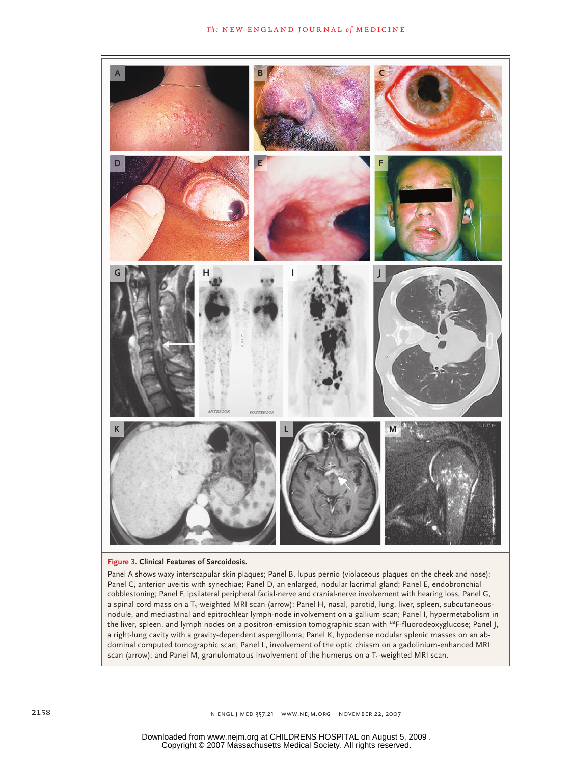**Figure 3. Clinical Features of Sarcoidosis.**

Panel A shows waxy interscapular skin plaques; Panel B, lupus pernio (violaceous plaques on the cheek and nose); Panel C, anterior uveitis with synechiae; Panel D, an enlarged, nodular lacrimal gland; Panel E, endobronchial cobblestoning; Panel F, ipsilateral peripheral facial-nerve and cranial-nerve involvement with hearing loss; Panel G, a spinal cord mass on a $T_1$-weighted MRI scan (arrow); Panel H, nasal, parotid, lung, liver, spleen, subcutaneous-nodule, and mediastinal and epitrochlear lymph-node involvement on a gallium scan; Panel I, hypermetabolism in the liver, spleen, and lymph nodes on a positron-emission tomographic scan with $^{18}$F-fluorodeoxyglucose; Panel J, a right-lung cavity with a gravity-dependent aspergilloma; Panel K, hypodense nodular splenic masses on an abdominal computed tomographic scan; Panel L, involvement of the optic chiasm on a gadolinium-enhanced MRI scan (arrow); and Panel M, granulomatous involvement of the humerus on a $T_1$-weighted MRI scan.

Downloaded from www.nejm.org at CHILDRENS HOSPITAL on August 5, 2009 .
Copyright © 2007 Massachusetts Medical Society. All rights reserved.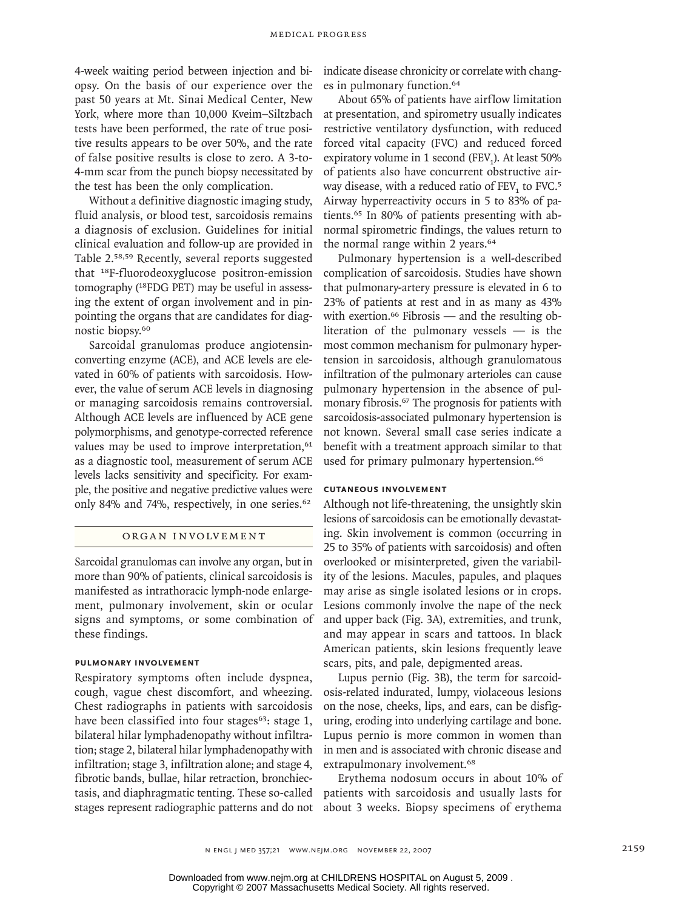4-week waiting period between injection and biopsy. On the basis of our experience over the past 50 years at Mt. Sinai Medical Center, New York, where more than 10,000 Kveim–Siltzbach tests have been performed, the rate of true positive results appears to be over 50%, and the rate of false positive results is close to zero. A 3-to-4-mm scar from the punch biopsy necessitated by the test has been the only complication.

Without a definitive diagnostic imaging study, fluid analysis, or blood test, sarcoidosis remains a diagnosis of exclusion. Guidelines for initial clinical evaluation and follow-up are provided in Table 2.[58,59] Recently, several reports suggested that $^{18}$F-fluorodeoxyglucose positron-emission tomography ($^{18}$FDG PET) may be useful in assessing the extent of organ involvement and in pinpointing the organs that are candidates for diagnostic biopsy.[60]

Sarcoidal granulomas produce angiotensin-converting enzyme (ACE), and ACE levels are elevated in 60% of patients with sarcoidosis. However, the value of serum ACE levels in diagnosing or managing sarcoidosis remains controversial. Although ACE levels are influenced by ACE gene polymorphisms, and genotype-corrected reference values may be used to improve interpretation,[61] as a diagnostic tool, measurement of serum ACE levels lacks sensitivity and specificity. For example, the positive and negative predictive values were only 84% and 74%, respectively, in one series.[62]

## ORGAN INVOLVEMENT

Sarcoidal granulomas can involve any organ, but in more than 90% of patients, clinical sarcoidosis is manifested as intrathoracic lymph-node enlargement, pulmonary involvement, skin or ocular signs and symptoms, or some combination of these findings.

### PULMONARY INVOLVEMENT

Respiratory symptoms often include dyspnea, cough, vague chest discomfort, and wheezing. Chest radiographs in patients with sarcoidosis have been classified into four stages[63]: stage 1, bilateral hilar lymphadenopathy without infiltration; stage 2, bilateral hilar lymphadenopathy with infiltration; stage 3, infiltration alone; and stage 4, fibrotic bands, bullae, hilar retraction, bronchiectasis, and diaphragmatic tenting. These so-called stages represent radiographic patterns and do not indicate disease chronicity or correlate with changes in pulmonary function.[64]

About 65% of patients have airflow limitation at presentation, and spirometry usually indicates restrictive ventilatory dysfunction, with reduced forced vital capacity (FVC) and reduced forced expiratory volume in 1 second ($FEV_1$). At least 50% of patients also have concurrent obstructive airway disease, with a reduced ratio of $FEV_1$ to FVC.[5] Airway hyperreactivity occurs in 5 to 83% of patients.[65] In 80% of patients presenting with abnormal spirometric findings, the values return to the normal range within 2 years.[64]

Pulmonary hypertension is a well-described complication of sarcoidosis. Studies have shown that pulmonary-artery pressure is elevated in 6 to 23% of patients at rest and in as many as 43% with exertion.[66] Fibrosis — and the resulting obliteration of the pulmonary vessels — is the most common mechanism for pulmonary hypertension in sarcoidosis, although granulomatous infiltration of the pulmonary arterioles can cause pulmonary hypertension in the absence of pulmonary fibrosis.[67] The prognosis for patients with sarcoidosis-associated pulmonary hypertension is not known. Several small case series indicate a benefit with a treatment approach similar to that used for primary pulmonary hypertension.[66]

### CUTANEOUS INVOLVEMENT

Although not life-threatening, the unsightly skin lesions of sarcoidosis can be emotionally devastating. Skin involvement is common (occurring in 25 to 35% of patients with sarcoidosis) and often overlooked or misinterpreted, given the variability of the lesions. Macules, papules, and plaques may arise as single isolated lesions or in crops. Lesions commonly involve the nape of the neck and upper back (Fig. 3A), extremities, and trunk, and may appear in scars and tattoos. In black American patients, skin lesions frequently leave scars, pits, and pale, depigmented areas.

Lupus pernio (Fig. 3B), the term for sarcoidosis-related indurated, lumpy, violaceous lesions on the nose, cheeks, lips, and ears, can be disfiguring, eroding into underlying cartilage and bone. Lupus pernio is more common in women than in men and is associated with chronic disease and extrapulmonary involvement.[68]

Erythema nodosum occurs in about 10% of patients with sarcoidosis and usually lasts for about 3 weeks. Biopsy specimens of erythema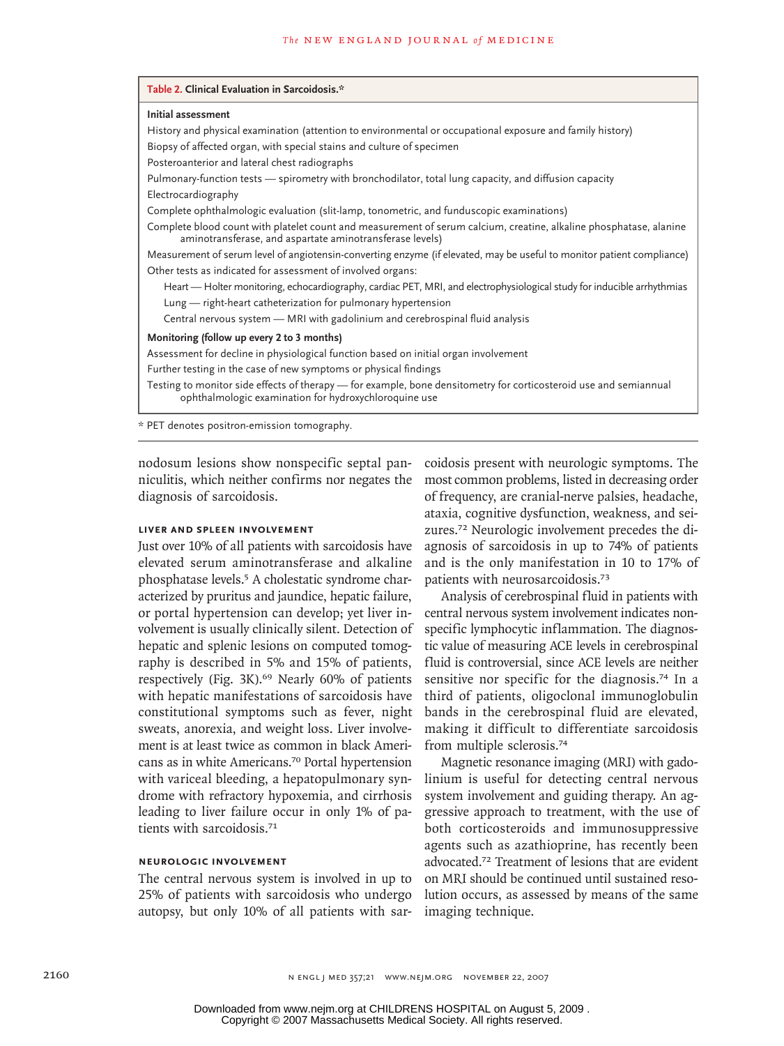**Table 2. Clinical Evaluation in Sarcoidosis.***

**Initial assessment**

History and physical examination (attention to environmental or occupational exposure and family history)

Biopsy of affected organ, with special stains and culture of specimen

Posteroanterior and lateral chest radiographs

Pulmonary-function tests — spirometry with bronchodilator, total lung capacity, and diffusion capacity

Electrocardiography

Complete ophthalmologic evaluation (slit-lamp, tonometric, and funduscopic examinations)

Complete blood count with platelet count and measurement of serum calcium, creatine, alkaline phosphatase, alanine aminotransferase, and aspartate aminotransferase levels)

Measurement of serum level of angiotensin-converting enzyme (if elevated, may be useful to monitor patient compliance)

Other tests as indicated for assessment of involved organs:

- Heart — Holter monitoring, echocardiography, cardiac PET, MRI, and electrophysiological study for inducible arrhythmias
- Lung — right-heart catheterization for pulmonary hypertension
- Central nervous system — MRI with gadolinium and cerebrospinal fluid analysis

**Monitoring (follow up every 2 to 3 months)**

Assessment for decline in physiological function based on initial organ involvement

Further testing in the case of new symptoms or physical findings

Testing to monitor side effects of therapy — for example, bone densitometry for corticosteroid use and semiannual ophthalmologic examination for hydroxychloroquine use

\* PET denotes positron-emission tomography.

nodosum lesions show nonspecific septal panniculitis, which neither confirms nor negates the diagnosis of sarcoidosis.

### LIVER AND SPLEEN INVOLVEMENT

Just over 10% of all patients with sarcoidosis have elevated serum aminotransferase and alkaline phosphatase levels.[5] A cholestatic syndrome characterized by pruritus and jaundice, hepatic failure, or portal hypertension can develop; yet liver involvement is usually clinically silent. Detection of hepatic and splenic lesions on computed tomography is described in 5% and 15% of patients, respectively (Fig. 3K).[69] Nearly 60% of patients with hepatic manifestations of sarcoidosis have constitutional symptoms such as fever, night sweats, anorexia, and weight loss. Liver involvement is at least twice as common in black Americans as in white Americans.[70] Portal hypertension with variceal bleeding, a hepatopulmonary syndrome with refractory hypoxemia, and cirrhosis leading to liver failure occur in only 1% of patients with sarcoidosis.[71]

### NEUROLOGIC INVOLVEMENT

The central nervous system is involved in up to 25% of patients with sarcoidosis who undergo autopsy, but only 10% of all patients with sarcoidosis present with neurologic symptoms. The most common problems, listed in decreasing order of frequency, are cranial-nerve palsies, headache, ataxia, cognitive dysfunction, weakness, and seizures.[72] Neurologic involvement precedes the diagnosis of sarcoidosis in up to 74% of patients and is the only manifestation in 10 to 17% of patients with neurosarcoidosis.[73]

Analysis of cerebrospinal fluid in patients with central nervous system involvement indicates nonspecific lymphocytic inflammation. The diagnostic value of measuring ACE levels in cerebrospinal fluid is controversial, since ACE levels are neither sensitive nor specific for the diagnosis.[74] In a third of patients, oligoclonal immunoglobulin bands in the cerebrospinal fluid are elevated, making it difficult to differentiate sarcoidosis from multiple sclerosis.[74]

Magnetic resonance imaging (MRI) with gadolinium is useful for detecting central nervous system involvement and guiding therapy. An aggressive approach to treatment, with the use of both corticosteroids and immunosuppressive agents such as azathioprine, has recently been advocated.[72] Treatment of lesions that are evident on MRI should be continued until sustained resolution occurs, as assessed by means of the same imaging technique.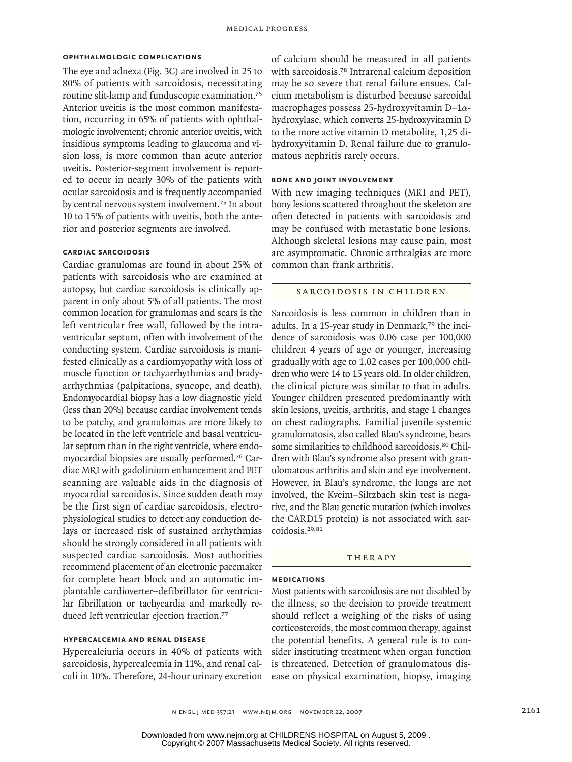### OPHTHALMOLOGIC COMPLICATIONS

The eye and adnexa (Fig. 3C) are involved in 25 to 80% of patients with sarcoidosis, necessitating routine slit-lamp and funduscopic examination.[75] Anterior uveitis is the most common manifestation, occurring in 65% of patients with ophthalmologic involvement; chronic anterior uveitis, with insidious symptoms leading to glaucoma and vision loss, is more common than acute anterior uveitis. Posterior-segment involvement is reported to occur in nearly 30% of the patients with ocular sarcoidosis and is frequently accompanied by central nervous system involvement.[75] In about 10 to 15% of patients with uveitis, both the anterior and posterior segments are involved.

### CARDIAC SARCOIDOSIS

Cardiac granulomas are found in about 25% of patients with sarcoidosis who are examined at autopsy, but cardiac sarcoidosis is clinically apparent in only about 5% of all patients. The most common location for granulomas and scars is the left ventricular free wall, followed by the intraventricular septum, often with involvement of the conducting system. Cardiac sarcoidosis is manifested clinically as a cardiomyopathy with loss of muscle function or tachyarrhythmias and bradyarrhythmias (palpitations, syncope, and death). Endomyocardial biopsy has a low diagnostic yield (less than 20%) because cardiac involvement tends to be patchy, and granulomas are more likely to be located in the left ventricle and basal ventricular septum than in the right ventricle, where endomyocardial biopsies are usually performed.[76] Cardiac MRI with gadolinium enhancement and PET scanning are valuable aids in the diagnosis of myocardial sarcoidosis. Since sudden death may be the first sign of cardiac sarcoidosis, electrophysiological studies to detect any conduction delays or increased risk of sustained arrhythmias should be strongly considered in all patients with suspected cardiac sarcoidosis. Most authorities recommend placement of an electronic pacemaker for complete heart block and an automatic implantable cardioverter–defibrillator for ventricular fibrillation or tachycardia and markedly reduced left ventricular ejection fraction.[77]

### HYPERCALCEMIA AND RENAL DISEASE

Hypercalciuria occurs in 40% of patients with sarcoidosis, hypercalcemia in 11%, and renal calculi in 10%. Therefore, 24-hour urinary excretion of calcium should be measured in all patients with sarcoidosis.[78] Intrarenal calcium deposition may be so severe that renal failure ensues. Calcium metabolism is disturbed because sarcoidal macrophages possess 25-hydroxyvitamin D–1$\alpha$-hydroxylase, which converts 25-hydroxyvitamin D to the more active vitamin D metabolite, 1,25 dihydroxyvitamin D. Renal failure due to granulomatous nephritis rarely occurs.

### BONE AND JOINT INVOLVEMENT

With new imaging techniques (MRI and PET), bony lesions scattered throughout the skeleton are often detected in patients with sarcoidosis and may be confused with metastatic bone lesions. Although skeletal lesions may cause pain, most are asymptomatic. Chronic arthralgias are more common than frank arthritis.

## SARCOIDOSIS IN CHILDREN

Sarcoidosis is less common in children than in adults. In a 15-year study in Denmark,[79] the incidence of sarcoidosis was 0.06 case per 100,000 children 4 years of age or younger, increasing gradually with age to 1.02 cases per 100,000 children who were 14 to 15 years old. In older children, the clinical picture was similar to that in adults. Younger children presented predominantly with skin lesions, uveitis, arthritis, and stage 1 changes on chest radiographs. Familial juvenile systemic granulomatosis, also called Blau's syndrome, bears some similarities to childhood sarcoidosis.[80] Children with Blau's syndrome also present with granulomatous arthritis and skin and eye involvement. However, in Blau's syndrome, the lungs are not involved, the Kveim–Siltzbach skin test is negative, and the Blau genetic mutation (which involves the CARD15 protein) is not associated with sarcoidosis.[29,81]

## THERAPY

### MEDICATIONS

Most patients with sarcoidosis are not disabled by the illness, so the decision to provide treatment should reflect a weighing of the risks of using corticosteroids, the most common therapy, against the potential benefits. A general rule is to consider instituting treatment when organ function is threatened. Detection of granulomatous disease on physical examination, biopsy, imaging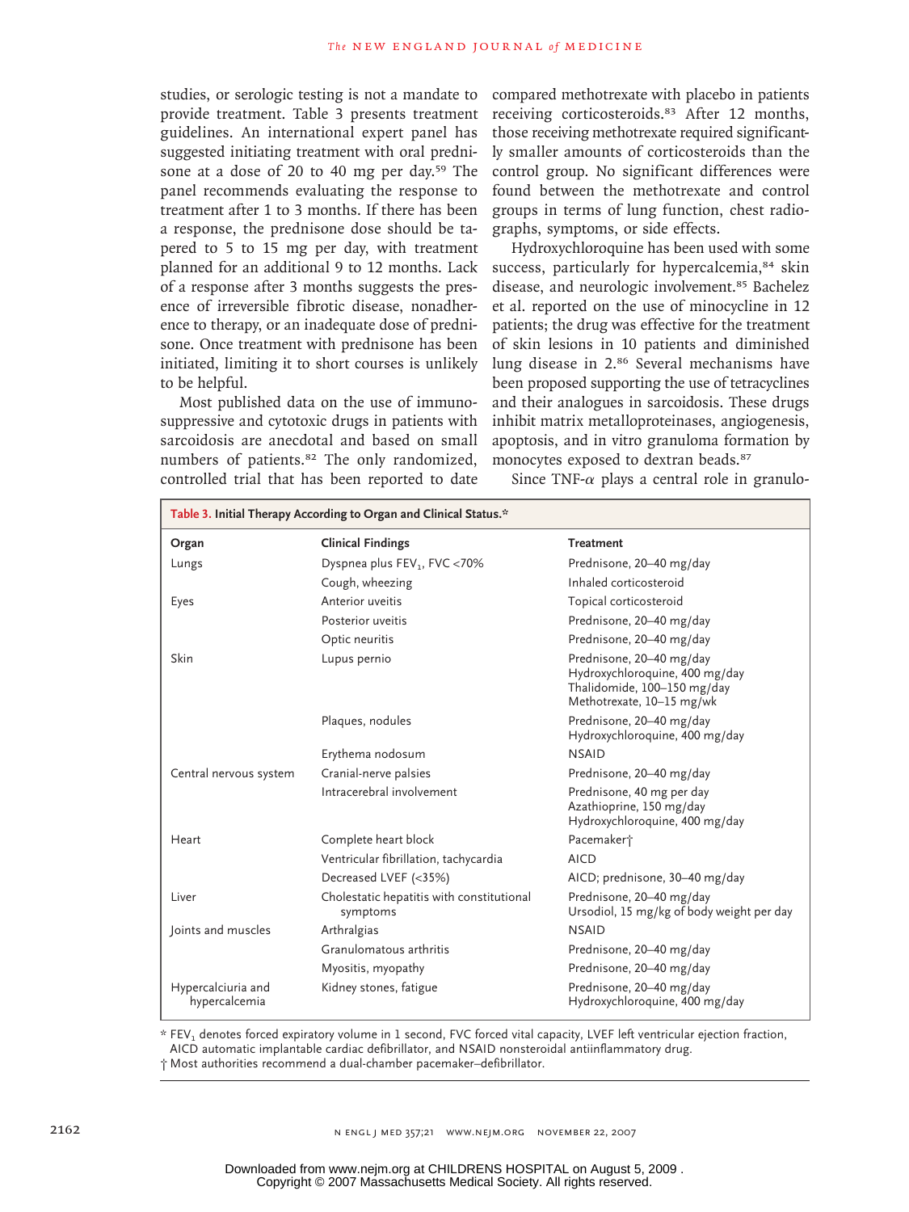studies, or serologic testing is not a mandate to provide treatment. Table 3 presents treatment guidelines. An international expert panel has suggested initiating treatment with oral prednisone at a dose of 20 to 40 mg per day.[59] The panel recommends evaluating the response to treatment after 1 to 3 months. If there has been a response, the prednisone dose should be tapered to 5 to 15 mg per day, with treatment planned for an additional 9 to 12 months. Lack of a response after 3 months suggests the presence of irreversible fibrotic disease, nonadherence to therapy, or an inadequate dose of prednisone. Once treatment with prednisone has been initiated, limiting it to short courses is unlikely to be helpful.

Most published data on the use of immunosuppressive and cytotoxic drugs in patients with sarcoidosis are anecdotal and based on small numbers of patients.[82] The only randomized, controlled trial that has been reported to date compared methotrexate with placebo in patients receiving corticosteroids.[83] After 12 months, those receiving methotrexate required significantly smaller amounts of corticosteroids than the control group. No significant differences were found between the methotrexate and control groups in terms of lung function, chest radiographs, symptoms, or side effects.

Hydroxychloroquine has been used with some success, particularly for hypercalcemia,[84] skin disease, and neurologic involvement.[85] Bachelez et al. reported on the use of minocycline in 12 patients; the drug was effective for the treatment of skin lesions in 10 patients and diminished lung disease in 2.[86] Several mechanisms have been proposed supporting the use of tetracyclines and their analogues in sarcoidosis. These drugs inhibit matrix metalloproteinases, angiogenesis, apoptosis, and in vitro granuloma formation by monocytes exposed to dextran beads.[87]

Since TNF-α plays a central role in granulo-

**Table 3. Initial Therapy According to Organ and Clinical Status.***

| Organ | Clinical Findings | Treatment |
|---|---|---|
| Lungs | Dyspnea plus $FEV_1$, FVC <70% | Prednisone, 20–40 mg/day |
| | Cough, wheezing | Inhaled corticosteroid |
| Eyes | Anterior uveitis | Topical corticosteroid |
| | Posterior uveitis | Prednisone, 20–40 mg/day |
| | Optic neuritis | Prednisone, 20–40 mg/day |
| Skin | Lupus pernio | Prednisone, 20–40 mg/day<br>Hydroxychloroquine, 400 mg/day<br>Thalidomide, 100–150 mg/day<br>Methotrexate, 10–15 mg/wk |
| | Plaques, nodules | Prednisone, 20–40 mg/day<br>Hydroxychloroquine, 400 mg/day |
| | Erythema nodosum | NSAID |
| Central nervous system | Cranial-nerve palsies | Prednisone, 20–40 mg/day |
| | Intracerebral involvement | Prednisone, 40 mg per day<br>Azathioprine, 150 mg/day<br>Hydroxychloroquine, 400 mg/day |
| Heart | Complete heart block | Pacemaker† |
| | Ventricular fibrillation, tachycardia | AICD |
| | Decreased LVEF (<35%) | AICD; prednisone, 30–40 mg/day |
| Liver | Cholestatic hepatitis with constitutional symptoms | Prednisone, 20–40 mg/day<br>Ursodiol, 15 mg/kg of body weight per day |
| Joints and muscles | Arthralgias | NSAID |
| | Granulomatous arthritis | Prednisone, 20–40 mg/day |
| | Myositis, myopathy | Prednisone, 20–40 mg/day |
| Hypercalciuria and hypercalcemia | Kidney stones, fatigue | Prednisone, 20–40 mg/day<br>Hydroxychloroquine, 400 mg/day |

\* $FEV_1$ denotes forced expiratory volume in 1 second, FVC forced vital capacity, LVEF left ventricular ejection fraction, AICD automatic implantable cardiac defibrillator, and NSAID nonsteroidal antiinflammatory drug.

† Most authorities recommend a dual-chamber pacemaker–defibrillator.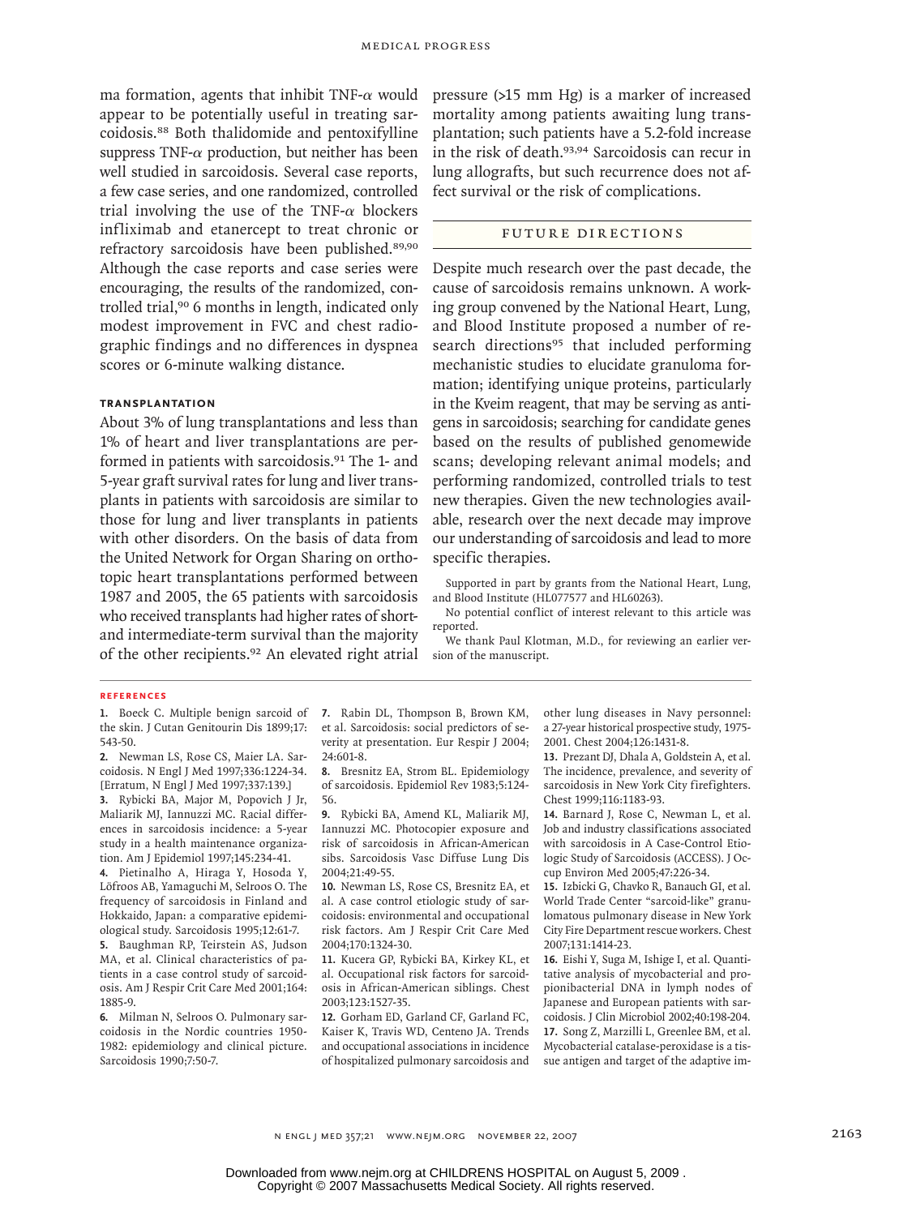ma formation, agents that inhibit TNF-$\alpha$ would appear to be potentially useful in treating sarcoidosis.[88] Both thalidomide and pentoxifylline suppress TNF-$\alpha$ production, but neither has been well studied in sarcoidosis. Several case reports, a few case series, and one randomized, controlled trial involving the use of the TNF-$\alpha$ blockers infliximab and etanercept to treat chronic or refractory sarcoidosis have been published.[89,90] Although the case reports and case series were encouraging, the results of the randomized, controlled trial,[90] 6 months in length, indicated only modest improvement in FVC and chest radiographic findings and no differences in dyspnea scores or 6-minute walking distance.

#### TRANSPLANTATION

About 3% of lung transplantations and less than 1% of heart and liver transplantations are performed in patients with sarcoidosis.[91] The 1- and 5-year graft survival rates for lung and liver transplants in patients with sarcoidosis are similar to those for lung and liver transplants in patients with other disorders. On the basis of data from the United Network for Organ Sharing on orthotopic heart transplantations performed between 1987 and 2005, the 65 patients with sarcoidosis who received transplants had higher rates of short- and intermediate-term survival than the majority of the other recipients.[92] An elevated right atrial pressure (>15 mm Hg) is a marker of increased mortality among patients awaiting lung transplantation; such patients have a 5.2-fold increase in the risk of death.[93,94] Sarcoidosis can recur in lung allografts, but such recurrence does not affect survival or the risk of complications.

## FUTURE DIRECTIONS

Despite much research over the past decade, the cause of sarcoidosis remains unknown. A working group convened by the National Heart, Lung, and Blood Institute proposed a number of research directions[95] that included performing mechanistic studies to elucidate granuloma formation; identifying unique proteins, particularly in the Kveim reagent, that may be serving as antigens in sarcoidosis; searching for candidate genes based on the results of published genomewide scans; developing relevant animal models; and performing randomized, controlled trials to test new therapies. Given the new technologies available, research over the next decade may improve our understanding of sarcoidosis and lead to more specific therapies.

Supported in part by grants from the National Heart, Lung, and Blood Institute (HL077577 and HL60263).

No potential conflict of interest relevant to this article was reported.

We thank Paul Klotman, M.D., for reviewing an earlier version of the manuscript.

## REFERENCES

1. Boeck C. Multiple benign sarcoid of the skin. J Cutan Genitourin Dis 1899;17:543-50.
2. Newman LS, Rose CS, Maier LA. Sarcoidosis. N Engl J Med 1997;336:1224-34. [Erratum, N Engl J Med 1997;337:139.]
3. Rybicki BA, Major M, Popovich J Jr, Maliarik MJ, Iannuzzi MC. Racial differences in sarcoidosis incidence: a 5-year study in a health maintenance organization. Am J Epidemiol 1997;145:234-41.
4. Pietinalho A, Hiraga Y, Hosoda Y, Löfroos AB, Yamaguchi M, Selroos O. The frequency of sarcoidosis in Finland and Hokkaido, Japan: a comparative epidemiological study. Sarcoidosis 1995;12:61-7.
5. Baughman RP, Teirstein AS, Judson MA, et al. Clinical characteristics of patients in a case control study of sarcoidosis. Am J Respir Crit Care Med 2001;164:1885-9.
6. Milman N, Selroos O. Pulmonary sarcoidosis in the Nordic countries 1950-1982: epidemiology and clinical picture. Sarcoidosis 1990;7:50-7.
7. Rabin DL, Thompson B, Brown KM, et al. Sarcoidosis: social predictors of severity at presentation. Eur Respir J 2004;24:601-8.
8. Bresnitz EA, Strom BL. Epidemiology of sarcoidosis. Epidemiol Rev 1983;5:124-56.
9. Rybicki BA, Amend KL, Maliarik MJ, Iannuzzi MC. Photocopier exposure and risk of sarcoidosis in African-American sibs. Sarcoidosis Vasc Diffuse Lung Dis 2004;21:49-55.
10. Newman LS, Rose CS, Bresnitz EA, et al. A case control etiologic study of sarcoidosis: environmental and occupational risk factors. Am J Respir Crit Care Med 2004;170:1324-30.
11. Kucera GP, Rybicki BA, Kirkey KL, et al. Occupational risk factors for sarcoidosis in African-American siblings. Chest 2003;123:1527-35.
12. Gorham ED, Garland CF, Garland FC, Kaiser K, Travis WD, Centeno JA. Trends and occupational associations in incidence of hospitalized pulmonary sarcoidosis and other lung diseases in Navy personnel: a 27-year historical prospective study, 1975-2001. Chest 2004;126:1431-8.
13. Prezant DJ, Dhala A, Goldstein A, et al. The incidence, prevalence, and severity of sarcoidosis in New York City firefighters. Chest 1999;116:1183-93.
14. Barnard J, Rose C, Newman L, et al. Job and industry classifications associated with sarcoidosis in A Case-Control Etiologic Study of Sarcoidosis (ACCESS). J Occup Environ Med 2005;47:226-34.
15. Izbicki G, Chavko R, Banauch GI, et al. World Trade Center "sarcoid-like" granulomatous pulmonary disease in New York City Fire Department rescue workers. Chest 2007;131:1414-23.
16. Eishi Y, Suga M, Ishige I, et al. Quantitative analysis of mycobacterial and propionibacterial DNA in lymph nodes of Japanese and European patients with sarcoidosis. J Clin Microbiol 2002;40:198-204.
17. Song Z, Marzilli L, Greenlee BM, et al. Mycobacterial catalase-peroxidase is a tissue antigen and target of the adaptive im-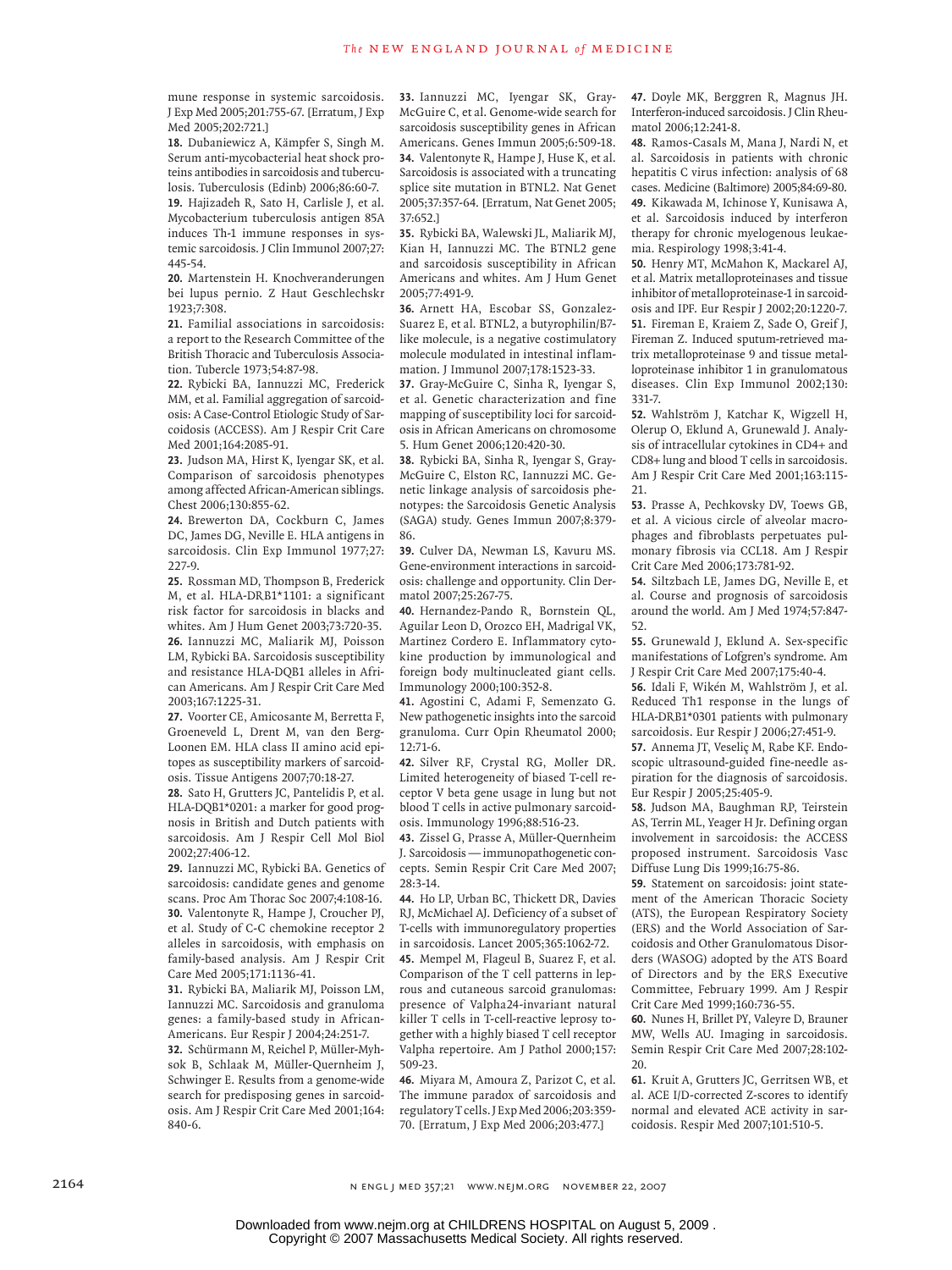mune response in systemic sarcoidosis. J Exp Med 2005;201:755-67. [Erratum, J Exp Med 2005;202:721.]

**18.** Dubaniewicz A, Kämpfer S, Singh M. Serum anti-mycobacterial heat shock proteins antibodies in sarcoidosis and tuberculosis. Tuberculosis (Edinb) 2006;86:60-7.

**19.** Hajizadeh R, Sato H, Carlisle J, et al. Mycobacterium tuberculosis antigen 85A induces Th-1 immune responses in systemic sarcoidosis. J Clin Immunol 2007;27:445-54.

**20.** Martenstein H. Knochveranderungen bei lupus pernio. Z Haut Geschlechskr 1923;7:308.

**21.** Familial associations in sarcoidosis: a report to the Research Committee of the British Thoracic and Tuberculosis Association. Tubercle 1973;54:87-98.

**22.** Rybicki BA, Iannuzzi MC, Frederick MM, et al. Familial aggregation of sarcoidosis: A Case-Control Etiologic Study of Sarcoidosis (ACCESS). Am J Respir Crit Care Med 2001;164:2085-91.

**23.** Judson MA, Hirst K, Iyengar SK, et al. Comparison of sarcoidosis phenotypes among affected African-American siblings. Chest 2006;130:855-62.

**24.** Brewerton DA, Cockburn C, James DC, James DG, Neville E. HLA antigens in sarcoidosis. Clin Exp Immunol 1977;27:227-9.

**25.** Rossman MD, Thompson B, Frederick M, et al. HLA-DRB1*1101: a significant risk factor for sarcoidosis in blacks and whites. Am J Hum Genet 2003;73:720-35.

**26.** Iannuzzi MC, Maliarik MJ, Poisson LM, Rybicki BA. Sarcoidosis susceptibility and resistance HLA-DQB1 alleles in African Americans. Am J Respir Crit Care Med 2003;167:1225-31.

**27.** Voorter CE, Amicosante M, Berretta F, Groeneveld L, Drent M, van den Berg-Loonen EM. HLA class II amino acid epitopes as susceptibility markers of sarcoidosis. Tissue Antigens 2007;70:18-27.

**28.** Sato H, Grutters JC, Pantelidis P, et al. HLA-DQB1*0201: a marker for good prognosis in British and Dutch patients with sarcoidosis. Am J Respir Cell Mol Biol 2002;27:406-12.

**29.** Iannuzzi MC, Rybicki BA. Genetics of sarcoidosis: candidate genes and genome scans. Proc Am Thorac Soc 2007;4:108-16.

**30.** Valentonyte R, Hampe J, Croucher PJ, et al. Study of C-C chemokine receptor 2 alleles in sarcoidosis, with emphasis on family-based analysis. Am J Respir Crit Care Med 2005;171:1136-41.

**31.** Rybicki BA, Maliarik MJ, Poisson LM, Iannuzzi MC. Sarcoidosis and granuloma genes: a family-based study in African-Americans. Eur Respir J 2004;24:251-7.

**32.** Schürmann M, Reichel P, Müller-Myhsok B, Schlaak M, Müller-Quernheim J, Schwinger E. Results from a genome-wide search for predisposing genes in sarcoidosis. Am J Respir Crit Care Med 2001;164:840-6.

**33.** Iannuzzi MC, Iyengar SK, Gray-McGuire C, et al. Genome-wide search for sarcoidosis susceptibility genes in African Americans. Genes Immun 2005;6:509-18.

**34.** Valentonyte R, Hampe J, Huse K, et al. Sarcoidosis is associated with a truncating splice site mutation in BTNL2. Nat Genet 2005;37:357-64. [Erratum, Nat Genet 2005;37:652.]

**35.** Rybicki BA, Walewski JL, Maliarik MJ, Kian H, Iannuzzi MC. The BTNL2 gene and sarcoidosis susceptibility in African Americans and whites. Am J Hum Genet 2005;77:491-9.

**36.** Arnett HA, Escobar SS, Gonzalez-Suarez E, et al. BTNL2, a butyrophilin/B7-like molecule, is a negative costimulatory molecule modulated in intestinal inflammation. J Immunol 2007;178:1523-33.

**37.** Gray-McGuire C, Sinha R, Iyengar S, et al. Genetic characterization and fine mapping of susceptibility loci for sarcoidosis in African Americans on chromosome 5. Hum Genet 2006;120:420-30.

**38.** Rybicki BA, Sinha R, Iyengar S, Gray-McGuire C, Elston RC, Iannuzzi MC. Genetic linkage analysis of sarcoidosis phenotypes: the Sarcoidosis Genetic Analysis (SAGA) study. Genes Immun 2007;8:379-86.

**39.** Culver DA, Newman LS, Kavuru MS. Gene-environment interactions in sarcoidosis: challenge and opportunity. Clin Dermatol 2007;25:267-75.

**40.** Hernandez-Pando R, Bornstein QL, Aguilar Leon D, Orozco EH, Madrigal VK, Martinez Cordero E. Inflammatory cytokine production by immunological and foreign body multinucleated giant cells. Immunology 2000;100:352-8.

**41.** Agostini C, Adami F, Semenzato G. New pathogenetic insights into the sarcoid granuloma. Curr Opin Rheumatol 2000;12:71-6.

**42.** Silver RF, Crystal RG, Moller DR. Limited heterogeneity of biased T-cell receptor V beta gene usage in lung but not blood T cells in active pulmonary sarcoidosis. Immunology 1996;88:516-23.

**43.** Zissel G, Prasse A, Müller-Quernheim J. Sarcoidosis — immunopathogenetic concepts. Semin Respir Crit Care Med 2007;28:3-14.

**44.** Ho LP, Urban BC, Thickett DR, Davies RJ, McMichael AJ. Deficiency of a subset of T-cells with immunoregulatory properties in sarcoidosis. Lancet 2005;365:1062-72.

**45.** Mempel M, Flageul B, Suarez F, et al. Comparison of the T cell patterns in leprous and cutaneous sarcoid granulomas: presence of Valpha24-invariant natural killer T cells in T-cell-reactive leprosy together with a highly biased T cell receptor Valpha repertoire. Am J Pathol 2000;157:509-23.

**46.** Miyara M, Amoura Z, Parizot C, et al. The immune paradox of sarcoidosis and regulatory T cells. J Exp Med 2006;203:359-70. [Erratum, J Exp Med 2006;203:477.]

**47.** Doyle MK, Berggren R, Magnus JH. Interferon-induced sarcoidosis. J Clin Rheumatol 2006;12:241-8.

**48.** Ramos-Casals M, Mana J, Nardi N, et al. Sarcoidosis in patients with chronic hepatitis C virus infection: analysis of 68 cases. Medicine (Baltimore) 2005;84:69-80.

**49.** Kikawada M, Ichinose Y, Kunisawa A, et al. Sarcoidosis induced by interferon therapy for chronic myelogenous leukaemia. Respirology 1998;3:41-4.

**50.** Henry MT, McMahon K, Mackarel AJ, et al. Matrix metalloproteinases and tissue inhibitor of metalloproteinase-1 in sarcoidosis and IPF. Eur Respir J 2002;20:1220-7.

**51.** Fireman E, Kraiem Z, Sade O, Greif J, Fireman Z. Induced sputum-retrieved matrix metalloproteinase 9 and tissue metalloproteinase inhibitor 1 in granulomatous diseases. Clin Exp Immunol 2002;130:331-7.

**52.** Wahlström J, Katchar K, Wigzell H, Olerup O, Eklund A, Grunewald J. Analysis of intracellular cytokines in CD4+ and CD8+ lung and blood T cells in sarcoidosis. Am J Respir Crit Care Med 2001;163:115-21.

**53.** Prasse A, Pechkovsky DV, Toews GB, et al. A vicious circle of alveolar macrophages and fibroblasts perpetuates pulmonary fibrosis via CCL18. Am J Respir Crit Care Med 2006;173:781-92.

**54.** Siltzbach LE, James DG, Neville E, et al. Course and prognosis of sarcoidosis around the world. Am J Med 1974;57:847-52.

**55.** Grunewald J, Eklund A. Sex-specific manifestations of Lofgren's syndrome. Am J Respir Crit Care Med 2007;175:40-4.

**56.** Idali F, Wikén M, Wahlström J, et al. Reduced Th1 response in the lungs of HLA-DRB1*0301 patients with pulmonary sarcoidosis. Eur Respir J 2006;27:451-9.

**57.** Annema JT, Veseliç M, Rabe KF. Endoscopic ultrasound-guided fine-needle aspiration for the diagnosis of sarcoidosis. Eur Respir J 2005;25:405-9.

**58.** Judson MA, Baughman RP, Teirstein AS, Terrin ML, Yeager H Jr. Defining organ involvement in sarcoidosis: the ACCESS proposed instrument. Sarcoidosis Vasc Diffuse Lung Dis 1999;16:75-86.

**59.** Statement on sarcoidosis: joint statement of the American Thoracic Society (ATS), the European Respiratory Society (ERS) and the World Association of Sarcoidosis and Other Granulomatous Disorders (WASOG) adopted by the ATS Board of Directors and by the ERS Executive Committee, February 1999. Am J Respir Crit Care Med 1999;160:736-55.

**60.** Nunes H, Brillet PY, Valeyre D, Brauner MW, Wells AU. Imaging in sarcoidosis. Semin Respir Crit Care Med 2007;28:102-20.

**61.** Kruit A, Grutters JC, Gerritsen WB, et al. ACE I/D-corrected Z-scores to identify normal and elevated ACE activity in sarcoidosis. Respir Med 2007;101:510-5.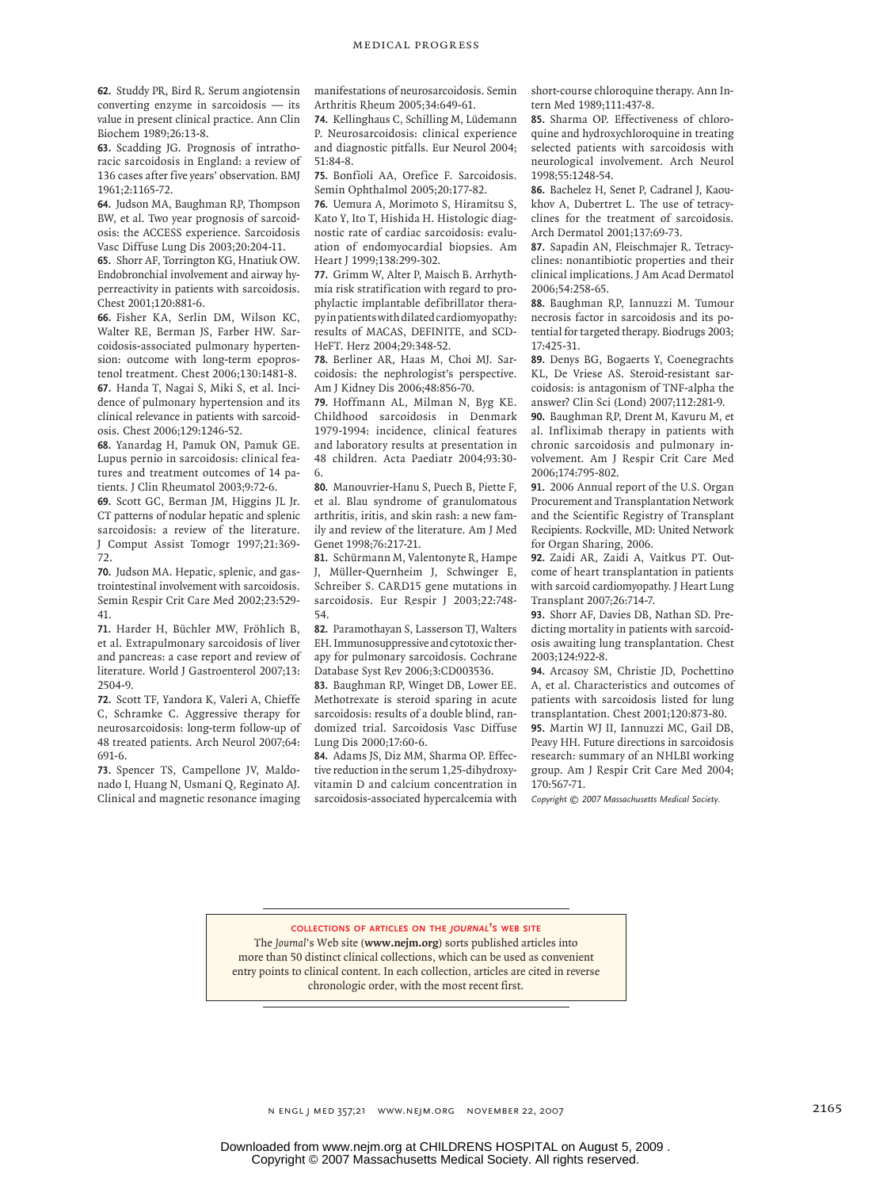62. Studdy PR, Bird R. Serum angiotensin converting enzyme in sarcoidosis — its value in present clinical practice. Ann Clin Biochem 1989;26:13-8.

63. Scadding JG. Prognosis of intrathoracic sarcoidosis in England: a review of 136 cases after five years' observation. BMJ 1961;2:1165-72.

64. Judson MA, Baughman RP, Thompson BW, et al. Two year prognosis of sarcoidosis: the ACCESS experience. Sarcoidosis Vasc Diffuse Lung Dis 2003;20:204-11.

65. Shorr AF, Torrington KG, Hnatiuk OW. Endobronchial involvement and airway hyperreactivity in patients with sarcoidosis. Chest 2001;120:881-6.

66. Fisher KA, Serlin DM, Wilson KC, Walter RE, Berman JS, Farber HW. Sarcoidosis-associated pulmonary hypertension: outcome with long-term epoprostenol treatment. Chest 2006;130:1481-8.

67. Handa T, Nagai S, Miki S, et al. Incidence of pulmonary hypertension and its clinical relevance in patients with sarcoidosis. Chest 2006;129:1246-52.

68. Yanardag H, Pamuk ON, Pamuk GE. Lupus pernio in sarcoidosis: clinical features and treatment outcomes of 14 patients. J Clin Rheumatol 2003;9:72-6.

69. Scott GC, Berman JM, Higgins JL Jr. CT patterns of nodular hepatic and splenic sarcoidosis: a review of the literature. J Comput Assist Tomogr 1997;21:369-72.

70. Judson MA. Hepatic, splenic, and gastrointestinal involvement with sarcoidosis. Semin Respir Crit Care Med 2002;23:529-41.

71. Harder H, Büchler MW, Fröhlich B, et al. Extrapulmonary sarcoidosis of liver and pancreas: a case report and review of literature. World J Gastroenterol 2007;13:2504-9.

72. Scott TF, Yandora K, Valeri A, Chieffe C, Schramke C. Aggressive therapy for neurosarcoidosis: long-term follow-up of 48 treated patients. Arch Neurol 2007;64:691-6.

73. Spencer TS, Campellone JV, Maldonado I, Huang N, Usmani Q, Reginato AJ. Clinical and magnetic resonance imaging manifestations of neurosarcoidosis. Semin Arthritis Rheum 2005;34:649-61.

74. Kellinghaus C, Schilling M, Lüdemann P. Neurosarcoidosis: clinical experience and diagnostic pitfalls. Eur Neurol 2004;51:84-8.

75. Bonfioli AA, Orefice F. Sarcoidosis. Semin Ophthalmol 2005;20:177-82.

76. Uemura A, Morimoto S, Hiramitsu S, Kato Y, Ito T, Hishida H. Histologic diagnostic rate of cardiac sarcoidosis: evaluation of endomyocardial biopsies. Am Heart J 1999;138:299-302.

77. Grimm W, Alter P, Maisch B. Arrhythmia risk stratification with regard to prophylactic implantable defibrillator therapy in patients with dilated cardiomyopathy: results of MACAS, DEFINITE, and SCD-HeFT. Herz 2004;29:348-52.

78. Berliner AR, Haas M, Choi MJ. Sarcoidosis: the nephrologist's perspective. Am J Kidney Dis 2006;48:856-70.

79. Hoffmann AL, Milman N, Byg KE. Childhood sarcoidosis in Denmark 1979-1994: incidence, clinical features and laboratory results at presentation in 48 children. Acta Paediatr 2004;93:30-6.

80. Manouvrier-Hanu S, Puech B, Piette F, et al. Blau syndrome of granulomatous arthritis, iritis, and skin rash: a new family and review of the literature. Am J Med Genet 1998;76:217-21.

81. Schürmann M, Valentonyte R, Hampe J, Müller-Quernheim J, Schwinger E, Schreiber S. CARD15 gene mutations in sarcoidosis. Eur Respir J 2003;22:748-54.

82. Paramothayan S, Lasserson TJ, Walters EH. Immunosuppressive and cytotoxic therapy for pulmonary sarcoidosis. Cochrane Database Syst Rev 2006;3:CD003536.

83. Baughman RP, Winget DB, Lower EE. Methotrexate is steroid sparing in acute sarcoidosis: results of a double blind, randomized trial. Sarcoidosis Vasc Diffuse Lung Dis 2000;17:60-6.

84. Adams JS, Diz MM, Sharma OP. Effective reduction in the serum 1,25-dihydroxyvitamin D and calcium concentration in sarcoidosis-associated hypercalcemia with short-course chloroquine therapy. Ann Intern Med 1989;111:437-8.

85. Sharma OP. Effectiveness of chloroquine and hydroxychloroquine in treating selected patients with sarcoidosis with neurological involvement. Arch Neurol 1998;55:1248-54.

86. Bachelez H, Senet P, Cadranel J, Kaoukhov A, Dubertret L. The use of tetracyclines for the treatment of sarcoidosis. Arch Dermatol 2001;137:69-73.

87. Sapadin AN, Fleischmajer R. Tetracyclines: nonantibiotic properties and their clinical implications. J Am Acad Dermatol 2006;54:258-65.

88. Baughman RP, Iannuzzi M. Tumour necrosis factor in sarcoidosis and its potential for targeted therapy. Biodrugs 2003;17:425-31.

89. Denys BG, Bogaerts Y, Coenegrachts KL, De Vriese AS. Steroid-resistant sarcoidosis: is antagonism of TNF-alpha the answer? Clin Sci (Lond) 2007;112:281-9.

90. Baughman RP, Drent M, Kavuru M, et al. Infliximab therapy in patients with chronic sarcoidosis and pulmonary involvement. Am J Respir Crit Care Med 2006;174:795-802.

91. 2006 Annual report of the U.S. Organ Procurement and Transplantation Network and the Scientific Registry of Transplant Recipients. Rockville, MD: United Network for Organ Sharing, 2006.

92. Zaidi AR, Zaidi A, Vaitkus PT. Outcome of heart transplantation in patients with sarcoid cardiomyopathy. J Heart Lung Transplant 2007;26:714-7.

93. Shorr AF, Davies DB, Nathan SD. Predicting mortality in patients with sarcoidosis awaiting lung transplantation. Chest 2003;124:922-8.

94. Arcasoy SM, Christie JD, Pochettino A, et al. Characteristics and outcomes of patients with sarcoidosis listed for lung transplantation. Chest 2001;120:873-80.

95. Martin WJ II, Iannuzzi MC, Gail DB, Peavy HH. Future directions in sarcoidosis research: summary of an NHLBI working group. Am J Respir Crit Care Med 2004;170:567-71.

*Copyright © 2007 Massachusetts Medical Society.*

**COLLECTIONS OF ARTICLES ON THE *JOURNAL*'S WEB SITE**

The *Journal*'s Web site (**www.nejm.org**) sorts published articles into more than 50 distinct clinical collections, which can be used as convenient entry points to clinical content. In each collection, articles are cited in reverse chronologic order, with the most recent first.